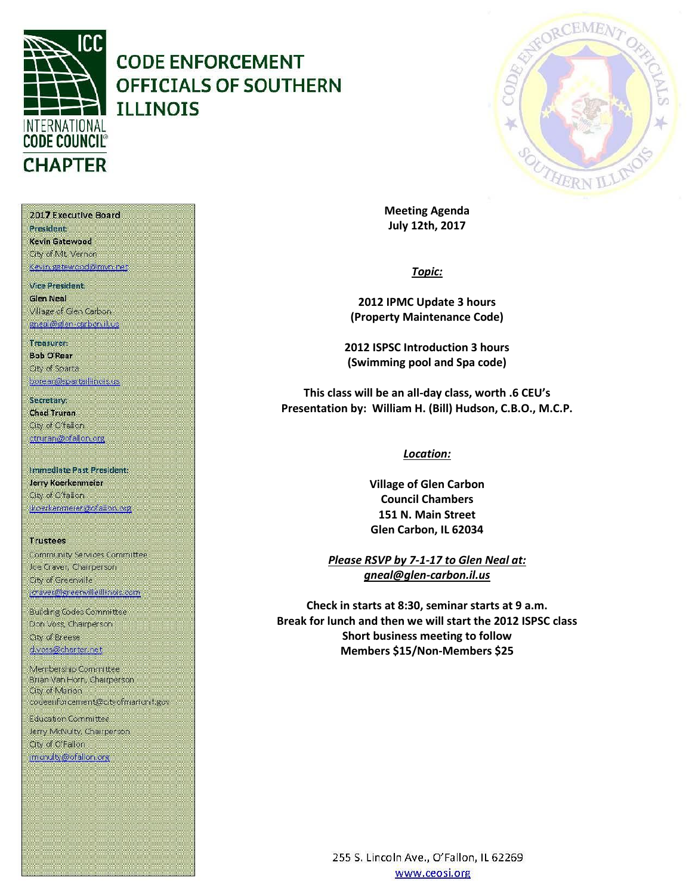# CODE ENFORCEMENT OFFICIALS OF SOUTHERN ILLINOIS

INTERNATIONAL CODE COUNCIL CHAPTER

**2017 Executive Board**

**President:**
**Kevin Gatewood**
City of Mt. Vernon
kevin.gatewood@mvn.net

**Vice President:**
**Glen Neal**
Village of Glen Carbon
gneal@glen-carbon.il.us

**Treasurer:**
**Bob O'Rear**
City of Sparta
borear@spartaillinois.us

**Secretary:**
**Chad Truran**
City of O'fallon
ctruran@ofallon.org

**Immediate Past President:**
**Jerry Koerkenmeier**
City of O'fallon
jkoerkenmeier@ofallon.org

**Trustees**

Community Services Committee
Joe Craver, Chairperson
City of Greenville
jcraver@greenvilleillinois.com

Building Codes Committee
Don Voss, Chairperson
City of Breese
d.voss@charter.net

Membership Committee
Brian Van Horn, Chairperson
City of Marion
codeenforcement@cityofmarionil.gov

Education Committee
Jerry McNulty, Chairperson
City of O'Fallon
jmcnulty@ofallon.org

**Meeting Agenda**
**July 12th, 2017**

***Topic:***

**2012 IPMC Update 3 hours**
**(Property Maintenance Code)**

**2012 ISPSC Introduction 3 hours**
**(Swimming pool and Spa code)**

**This class will be an all-day class, worth .6 CEU's**
**Presentation by: William H. (Bill) Hudson, C.B.O., M.C.P.**

***Location:***

**Village of Glen Carbon**
**Council Chambers**
**151 N. Main Street**
**Glen Carbon, IL 62034**

***Please RSVP by 7-1-17 to Glen Neal at:***
***gneal@glen-carbon.il.us***

**Check in starts at 8:30, seminar starts at 9 a.m.**
**Break for lunch and then we will start the 2012 ISPSC class**
**Short business meeting to follow**
**Members $15/Non-Members $25**

255 S. Lincoln Ave., O'Fallon, IL 62269
www.ceosi.org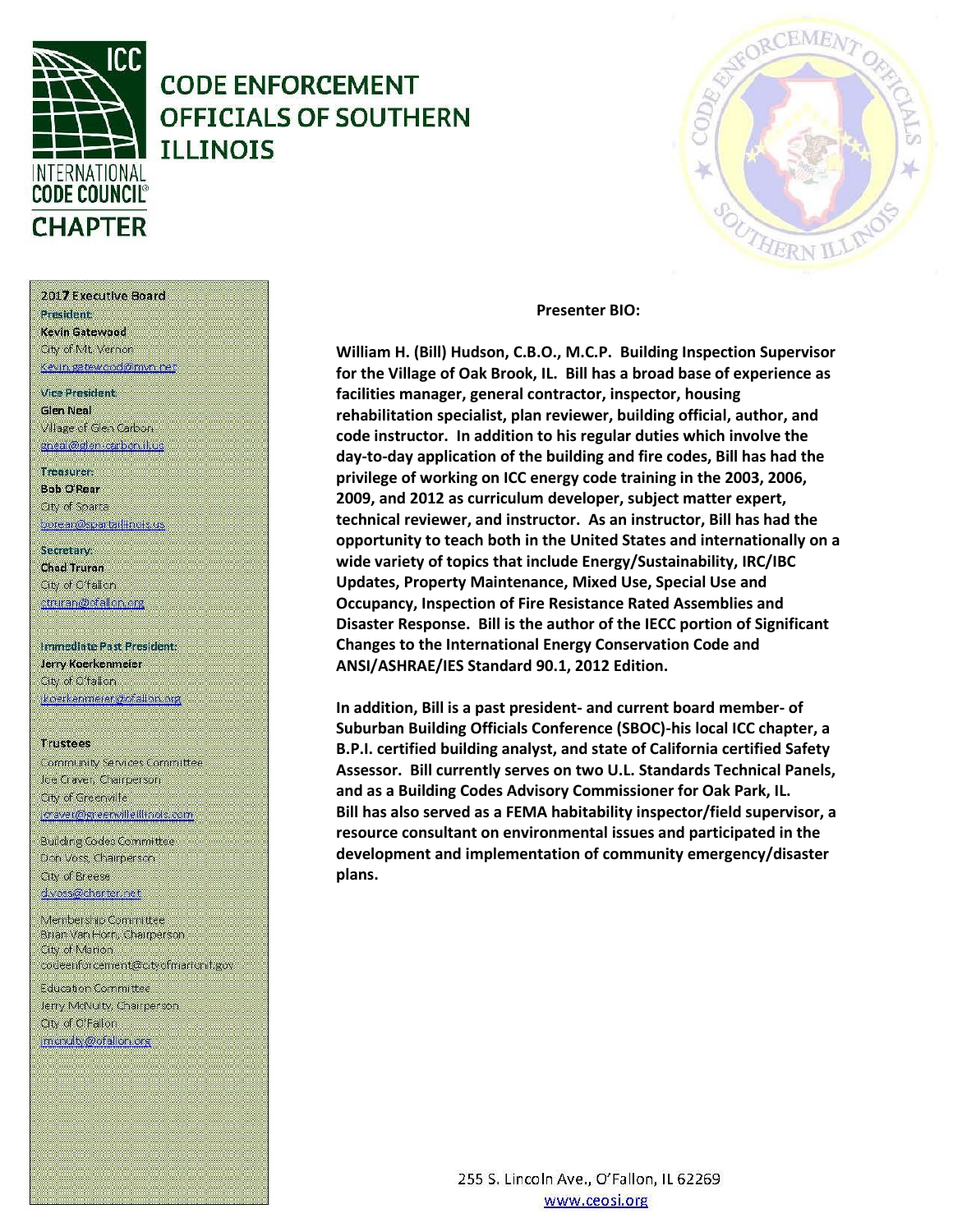# CODE ENFORCEMENT OFFICIALS OF SOUTHERN ILLINOIS

INTERNATIONAL CODE COUNCIL CHAPTER

**2017 Executive Board**

**President**
**Kevin Gatewood**
City of Mt. Vernon
kevin.gatewood@mvn.net

**Vice President**
**Glen Neal**
Village of Glen Carbon
gneal@glen-carbon.il.us

**Treasurer**
**Bob O'Rear**
City of Sparta
borear@spartaillinois.us

**Secretary**
**Chad Truran**
City of O'Fallon
ctruran@ofallon.org

**Immediate Past President:**
**Jerry Koerkenmeier**
City of O'fallon
jkoerkenmeier@ofallon.org

**Trustees**

Community Services Committee
Joe Craver, Chairperson
City of Greenville
jcraver@greenvilleillinois.com

Building Codes Committee
Don Voss, Chairperson
City of Breese
d.voss@charter.net

Membership Committee
Brian Van Horn, Chairperson
City of Marion
codeenforcement@cityofmarionil.gov

Education Committee
Jerry McNulty, Chairperson
City of O'Fallon
jmcnulty@ofallon.org

**Presenter BIO:**

**William H. (Bill) Hudson, C.B.O., M.C.P. Building Inspection Supervisor for the Village of Oak Brook, IL. Bill has a broad base of experience as facilities manager, general contractor, inspector, housing rehabilitation specialist, plan reviewer, building official, author, and code instructor. In addition to his regular duties which involve the day-to-day application of the building and fire codes, Bill has had the privilege of working on ICC energy code training in the 2003, 2006, 2009, and 2012 as curriculum developer, subject matter expert, technical reviewer, and instructor. As an instructor, Bill has had the opportunity to teach both in the United States and internationally on a wide variety of topics that include Energy/Sustainability, IRC/IBC Updates, Property Maintenance, Mixed Use, Special Use and Occupancy, Inspection of Fire Resistance Rated Assemblies and Disaster Response. Bill is the author of the IECC portion of Significant Changes to the International Energy Conservation Code and ANSI/ASHRAE/IES Standard 90.1, 2012 Edition.**

**In addition, Bill is a past president- and current board member- of Suburban Building Officials Conference (SBOC)-his local ICC chapter, a B.P.I. certified building analyst, and state of California certified Safety Assessor. Bill currently serves on two U.L. Standards Technical Panels, and as a Building Codes Advisory Commissioner for Oak Park, IL. Bill has also served as a FEMA habitability inspector/field supervisor, a resource consultant on environmental issues and participated in the development and implementation of community emergency/disaster plans.**

255 S. Lincoln Ave., O'Fallon, IL 62269
www.ceosi.org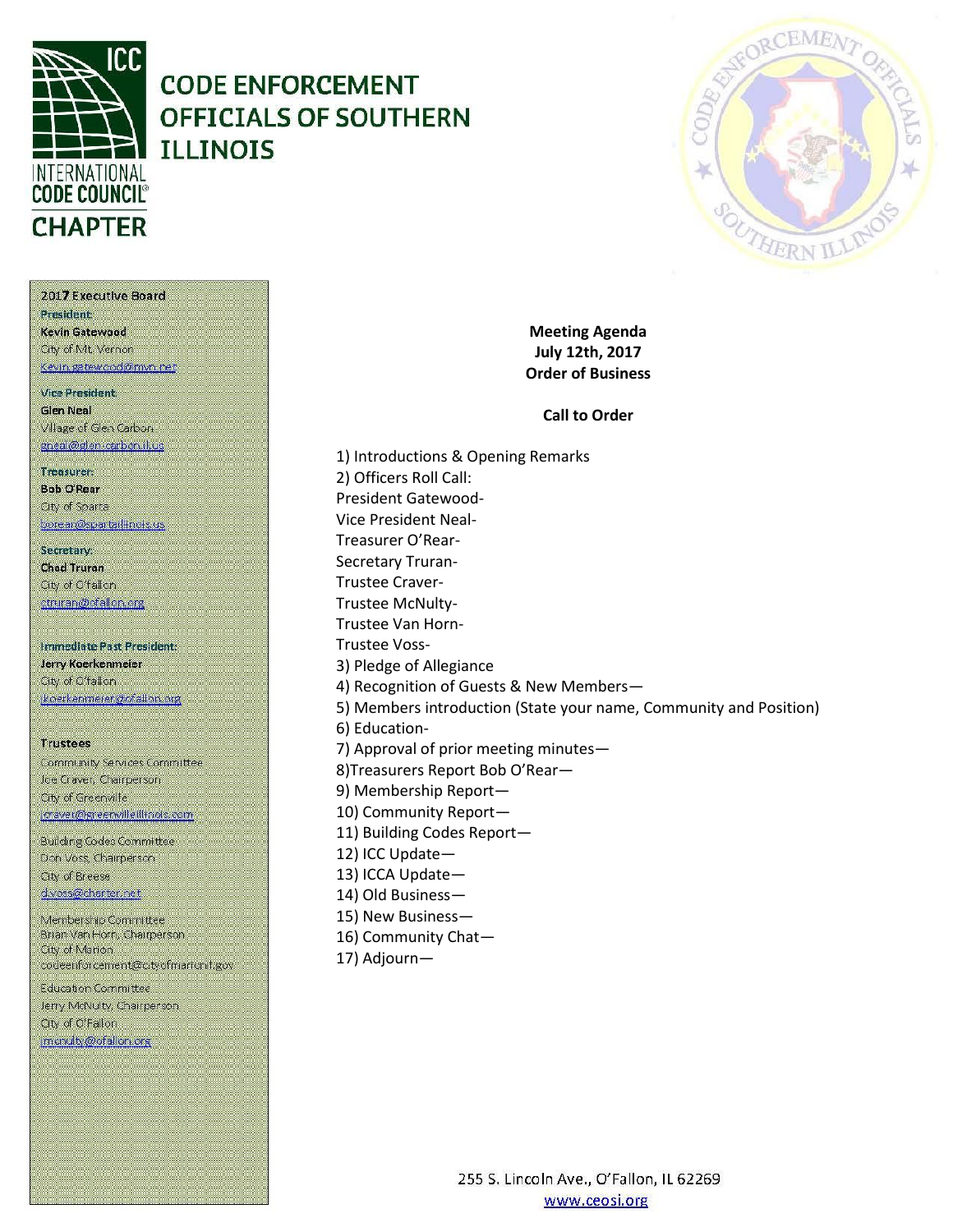# CODE ENFORCEMENT OFFICIALS OF SOUTHERN ILLINOIS

INTERNATIONAL CODE COUNCIL CHAPTER

**2017 Executive Board**

**President**
**Kevin Gatewood**
City of Mt. Vernon
kevin.gatewood@mvn.net

**Vice President**
**Glen Neal**
Village of Glen Carbon
gneal@glen-carbon.il.us

**Treasurer**
**Bob O'Rear**
City of Sparta
borear@spartaillinois.us

**Secretary**
**Chad Truran**
City of O'fallon
ctruran@ofallon.org

**Immediate Past President:**
**Jerry Koerkenmeier**
City of O'fallon
jkoerkenmeier@ofallon.org

**Trustees**

Community Services Committee
Joe Craver, Chairperson
City of Greenville
jcraver@greenvilleillinois.com

Building Codes Committee
Don Voss, Chairperson
City of Breese
d.voss@charter.net

Membership Committee
Brian Van Horn, Chairperson
City of Marion
codeenforcement@cityofmarionil.gov

Education Committee
Jerry McNulty, Chairperson
City of O'Fallon
jmcnulty@ofallon.org

**Meeting Agenda**
**July 12th, 2017**
**Order of Business**

**Call to Order**

1) Introductions & Opening Remarks
2) Officers Roll Call:
President Gatewood-
Vice President Neal-
Treasurer O'Rear-
Secretary Truran-
Trustee Craver-
Trustee McNulty-
Trustee Van Horn-
Trustee Voss-
3) Pledge of Allegiance
4) Recognition of Guests & New Members—
5) Members introduction (State your name, Community and Position)
6) Education-
7) Approval of prior meeting minutes—
8)Treasurers Report Bob O'Rear—
9) Membership Report—
10) Community Report—
11) Building Codes Report—
12) ICC Update—
13) ICCA Update—
14) Old Business—
15) New Business—
16) Community Chat—
17) Adjourn—

255 S. Lincoln Ave., O'Fallon, IL 62269
www.ceosi.org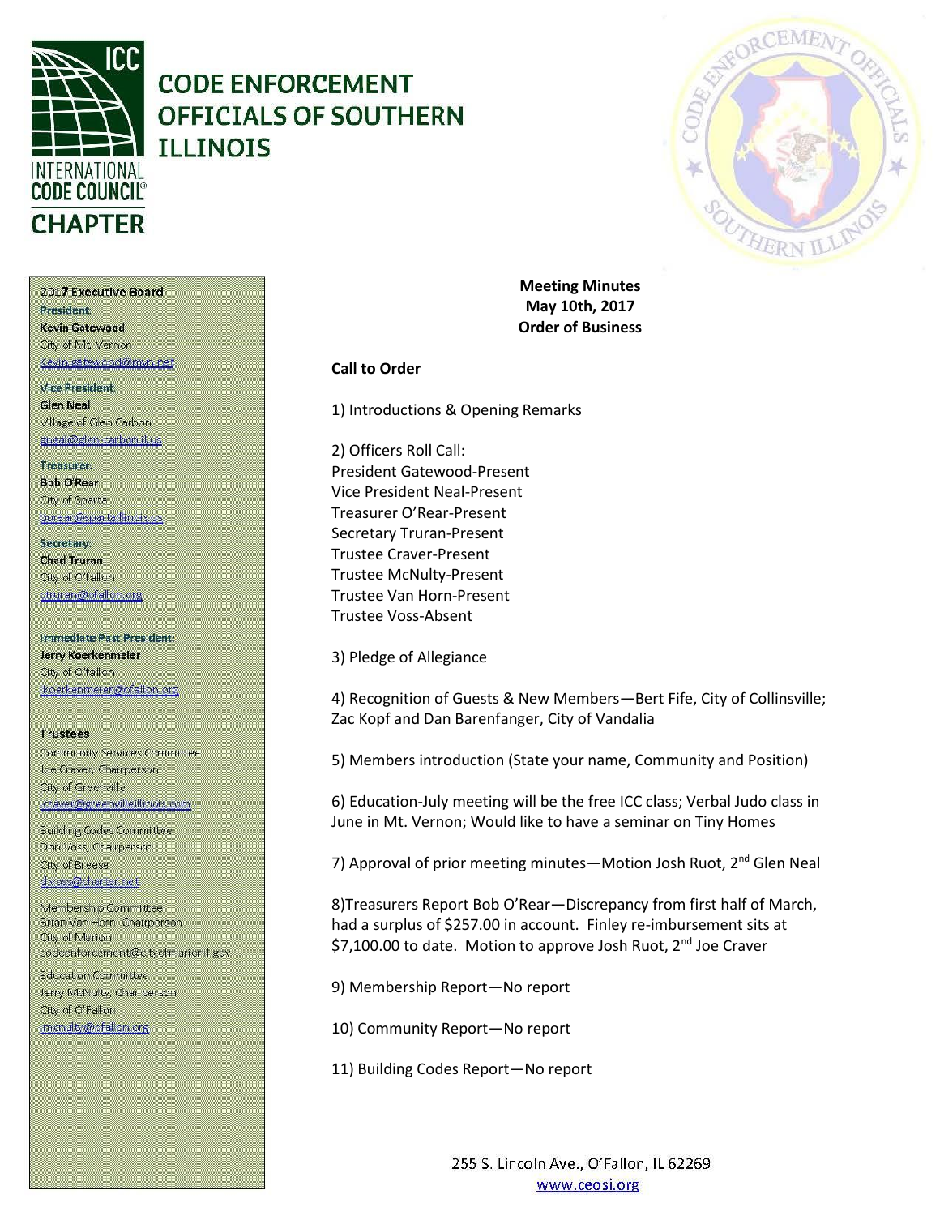# CODE ENFORCEMENT OFFICIALS OF SOUTHERN ILLINOIS

INTERNATIONAL CODE COUNCIL CHAPTER

**2017 Executive Board**

**President**
**Kevin Gatewood**
City of Mt. Vernon
kevin.gatewood@mvn.net

**Vice President**
**Glen Neal**
Village of Glen Carbon
gneal@glen-carbon.il.us

**Treasurer**
**Bob O'Rear**
City of Sparta
borear@spartaillinois.us

**Secretary**
**Chad Truran**
City of O'fallon
ctruran@ofallon.org

**Immediate Past President**
**Jerry Koerkenmeier**
City of O'fallon
jkoerkenmeier@ofallon.org

**Trustees**

Community Services Committee
Joe Craver, Chairperson
City of Greenville
jcraver@greenvilleillinois.com

Building Codes Committee
Don Voss, Chairperson
City of Breese
d.voss@charter.net

Membership Committee
Brian Van Horn, Chairperson
City of Marion
codeenforcement@cityofmarionil.gov

Education Committee
Jerry McNulty, Chairperson
City of O'Fallon
jmcnulty@ofallon.org

**Meeting Minutes**
**May 10th, 2017**
**Order of Business**

**Call to Order**

1) Introductions & Opening Remarks

2) Officers Roll Call:
President Gatewood-Present
Vice President Neal-Present
Treasurer O'Rear-Present
Secretary Truran-Present
Trustee Craver-Present
Trustee McNulty-Present
Trustee Van Horn-Present
Trustee Voss-Absent

3) Pledge of Allegiance

4) Recognition of Guests & New Members—Bert Fife, City of Collinsville; Zac Kopf and Dan Barenfanger, City of Vandalia

5) Members introduction (State your name, Community and Position)

6) Education-July meeting will be the free ICC class; Verbal Judo class in June in Mt. Vernon; Would like to have a seminar on Tiny Homes

7) Approval of prior meeting minutes—Motion Josh Ruot, 2nd Glen Neal

8)Treasurers Report Bob O'Rear—Discrepancy from first half of March, had a surplus of $257.00 in account. Finley re-imbursement sits at $7,100.00 to date. Motion to approve Josh Ruot, 2nd Joe Craver

9) Membership Report—No report

10) Community Report—No report

11) Building Codes Report—No report

255 S. Lincoln Ave., O'Fallon, IL 62269
www.ceosi.org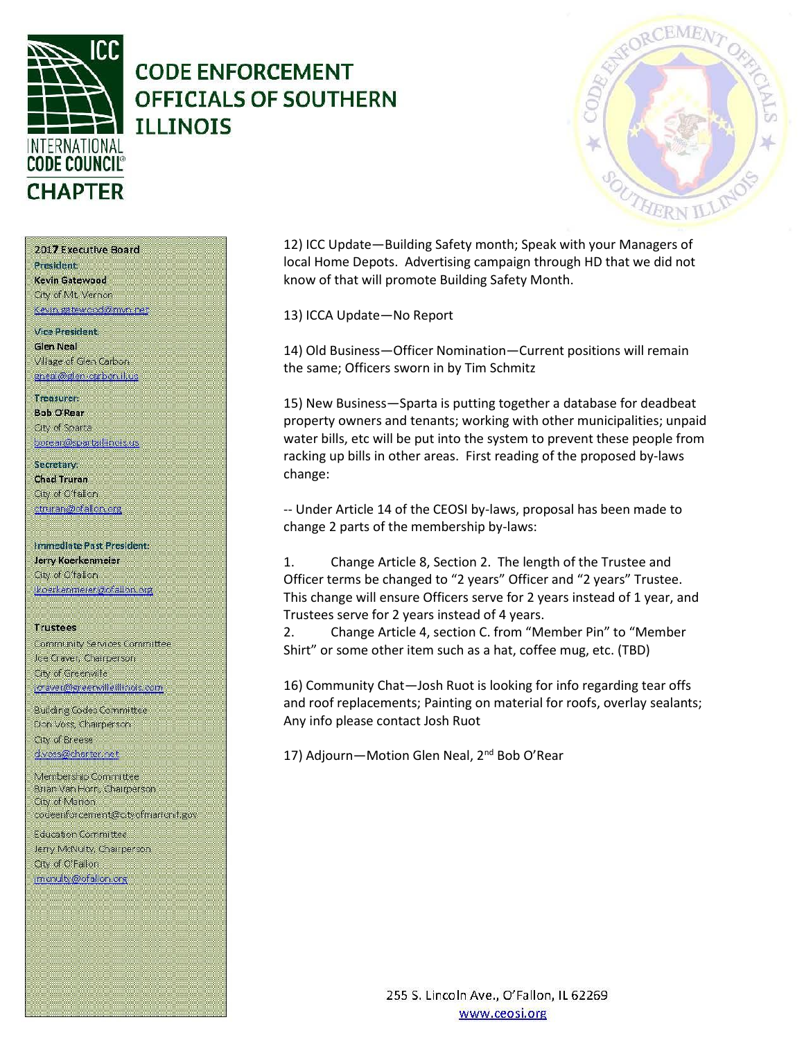# CODE ENFORCEMENT OFFICIALS OF SOUTHERN ILLINOIS

INTERNATIONAL CODE COUNCIL CHAPTER

**2017 Executive Board**

President:
**Kevin Gatewood**
City of Mt. Vernon
kevin.gatewood@mvn.net

Vice President:
**Glen Neal**
Village of Glen Carbon
gneal@glen-carbon.il.us

Treasurer:
**Bob O'Rear**
City of Sparta
borear@spartaillinois.us

Secretary:
**Chad Truran**
City of O'fallon
ctruran@ofallon.org

Immediate Past President:
**Jerry Koerkenmeier**
City of O'fallon
jkoerkenmeier@ofallon.org

**Trustees**

Community Services Committee
Joe Craver, Chairperson
City of Greenville
jcraver@greenvilleillinois.com

Building Codes Committee
Don Voss, Chairperson
City of Breese
d.voss@charter.net

Membership Committee
Brian Van Horn, Chairperson
City of Marion
codeenforcement@cityofmarionil.gov

Education Committee
Jerry McNulty, Chairperson
City of O'Fallon
jmcnulty@ofallon.org

12) ICC Update—Building Safety month; Speak with your Managers of local Home Depots. Advertising campaign through HD that we did not know of that will promote Building Safety Month.

13) ICCA Update—No Report

14) Old Business—Officer Nomination—Current positions will remain the same; Officers sworn in by Tim Schmitz

15) New Business—Sparta is putting together a database for deadbeat property owners and tenants; working with other municipalities; unpaid water bills, etc will be put into the system to prevent these people from racking up bills in other areas. First reading of the proposed by-laws change:

-- Under Article 14 of the CEOSI by-laws, proposal has been made to change 2 parts of the membership by-laws:

1. Change Article 8, Section 2. The length of the Trustee and Officer terms be changed to "2 years" Officer and "2 years" Trustee. This change will ensure Officers serve for 2 years instead of 1 year, and Trustees serve for 2 years instead of 4 years.
2. Change Article 4, section C. from "Member Pin" to "Member Shirt" or some other item such as a hat, coffee mug, etc. (TBD)

16) Community Chat—Josh Ruot is looking for info regarding tear offs and roof replacements; Painting on material for roofs, overlay sealants; Any info please contact Josh Ruot

17) Adjourn—Motion Glen Neal, 2nd Bob O'Rear

255 S. Lincoln Ave., O'Fallon, IL 62269
www.ceosi.org